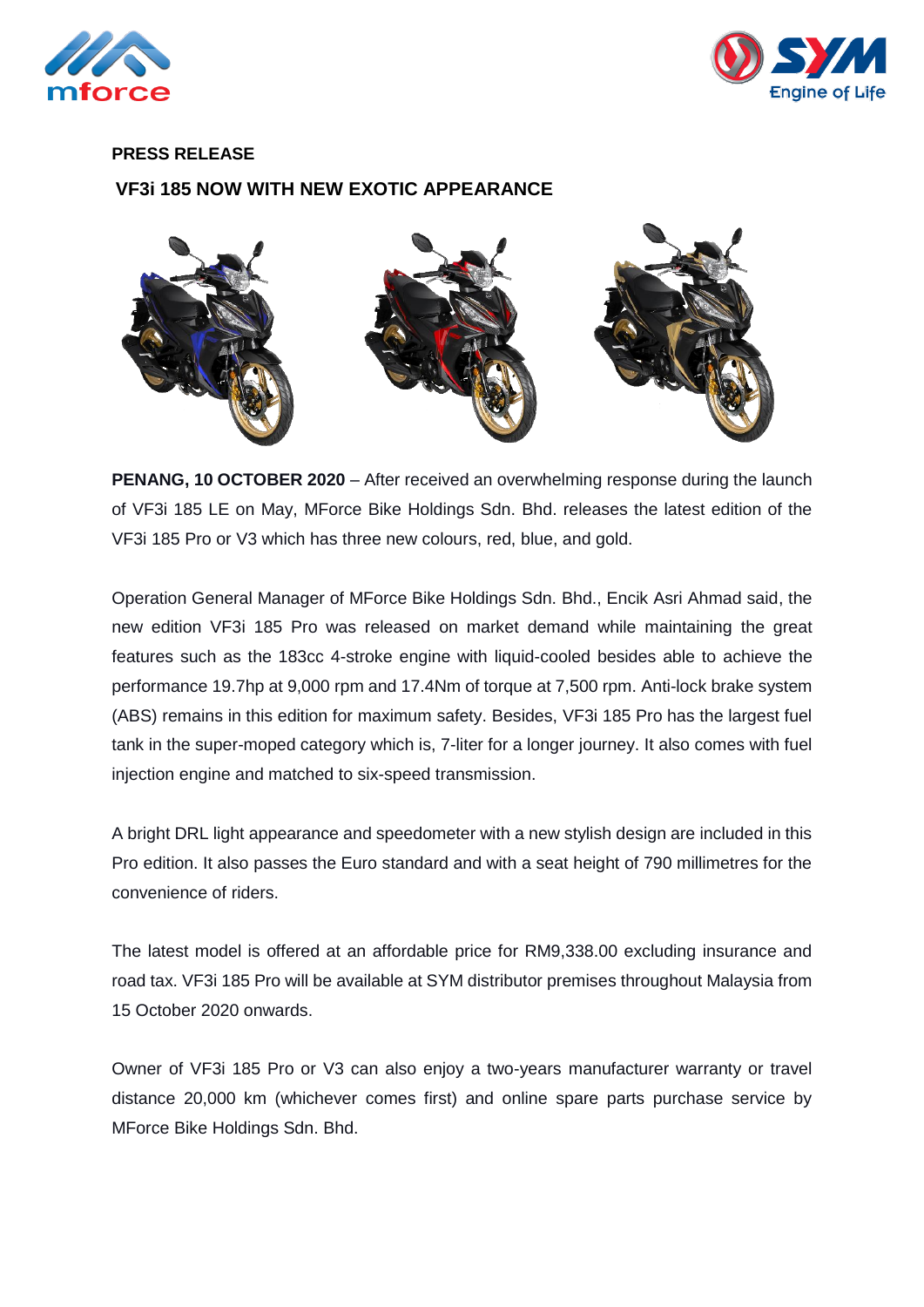**PRESS RELEASE**

**VF3i 185 NOW WITH NEW EXOTIC APPEARANCE**

**PENANG, 10 OCTOBER 2020** – After received an overwhelming response during the launch of VF3i 185 LE on May, MForce Bike Holdings Sdn. Bhd. releases the latest edition of the VF3i 185 Pro or V3 which has three new colours, red, blue, and gold.

Operation General Manager of MForce Bike Holdings Sdn. Bhd., Encik Asri Ahmad said, the new edition VF3i 185 Pro was released on market demand while maintaining the great features such as the 183cc 4-stroke engine with liquid-cooled besides able to achieve the performance 19.7hp at 9,000 rpm and 17.4Nm of torque at 7,500 rpm. Anti-lock brake system (ABS) remains in this edition for maximum safety. Besides, VF3i 185 Pro has the largest fuel tank in the super-moped category which is, 7-liter for a longer journey. It also comes with fuel injection engine and matched to six-speed transmission.

A bright DRL light appearance and speedometer with a new stylish design are included in this Pro edition. It also passes the Euro standard and with a seat height of 790 millimetres for the convenience of riders.

The latest model is offered at an affordable price for RM9,338.00 excluding insurance and road tax. VF3i 185 Pro will be available at SYM distributor premises throughout Malaysia from 15 October 2020 onwards.

Owner of VF3i 185 Pro or V3 can also enjoy a two-years manufacturer warranty or travel distance 20,000 km (whichever comes first) and online spare parts purchase service by MForce Bike Holdings Sdn. Bhd.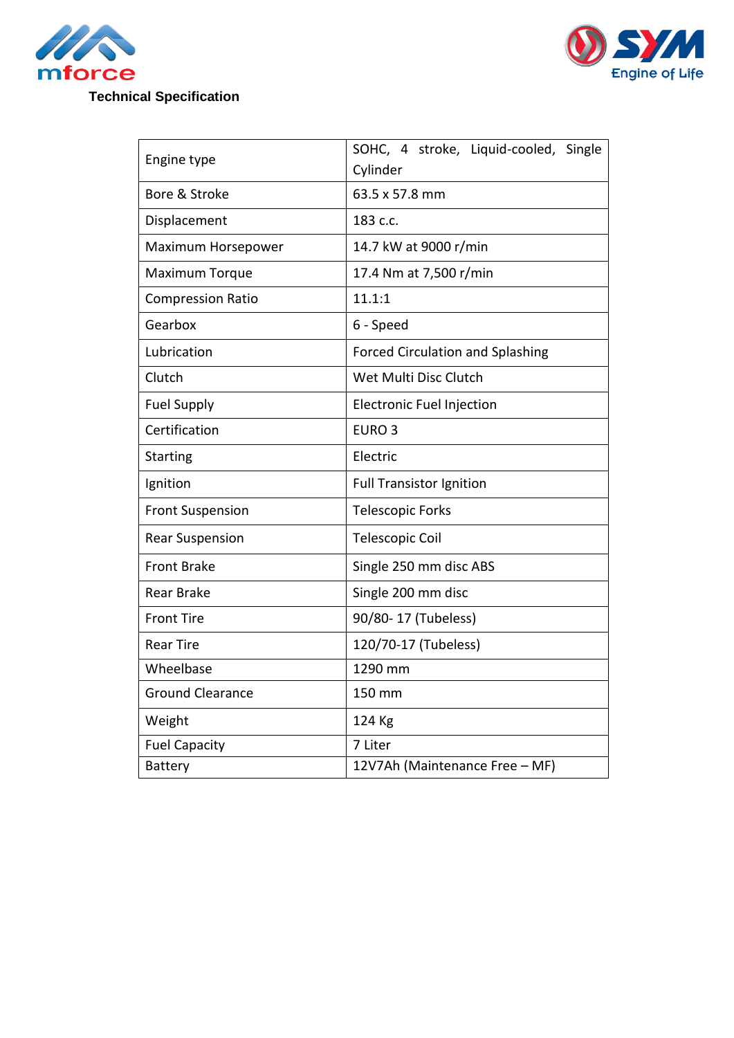mforce

SYM Engine of Life

**Technical Specification**

| | |
|---|---|
| Engine type | SOHC, 4 stroke, Liquid-cooled, Single Cylinder |
| Bore & Stroke | 63.5 x 57.8 mm |
| Displacement | 183 c.c. |
| Maximum Horsepower | 14.7 kW at 9000 r/min |
| Maximum Torque | 17.4 Nm at 7,500 r/min |
| Compression Ratio | 11.1:1 |
| Gearbox | 6 - Speed |
| Lubrication | Forced Circulation and Splashing |
| Clutch | Wet Multi Disc Clutch |
| Fuel Supply | Electronic Fuel Injection |
| Certification | EURO 3 |
| Starting | Electric |
| Ignition | Full Transistor Ignition |
| Front Suspension | Telescopic Forks |
| Rear Suspension | Telescopic Coil |
| Front Brake | Single 250 mm disc ABS |
| Rear Brake | Single 200 mm disc |
| Front Tire | 90/80- 17 (Tubeless) |
| Rear Tire | 120/70-17 (Tubeless) |
| Wheelbase | 1290 mm |
| Ground Clearance | 150 mm |
| Weight | 124 Kg |
| Fuel Capacity | 7 Liter |
| Battery | 12V7Ah (Maintenance Free – MF) |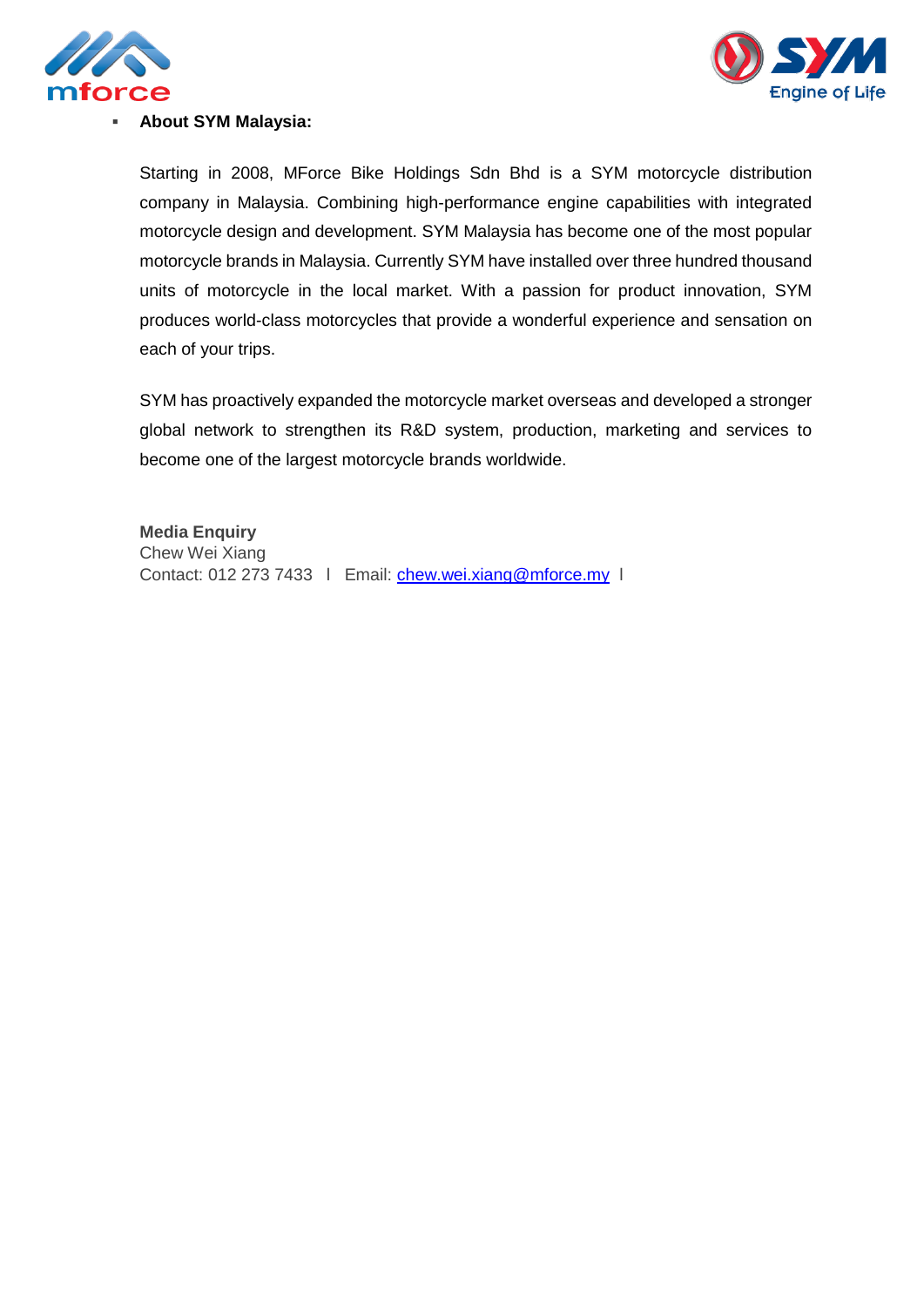- **About SYM Malaysia:**

  Starting in 2008, MForce Bike Holdings Sdn Bhd is a SYM motorcycle distribution company in Malaysia. Combining high-performance engine capabilities with integrated motorcycle design and development. SYM Malaysia has become one of the most popular motorcycle brands in Malaysia. Currently SYM have installed over three hundred thousand units of motorcycle in the local market. With a passion for product innovation, SYM produces world-class motorcycles that provide a wonderful experience and sensation on each of your trips.

  SYM has proactively expanded the motorcycle market overseas and developed a stronger global network to strengthen its R&D system, production, marketing and services to become one of the largest motorcycle brands worldwide.

**Media Enquiry**
Chew Wei Xiang
Contact: 012 273 7433 l Email: chew.wei.xiang@mforce.my l